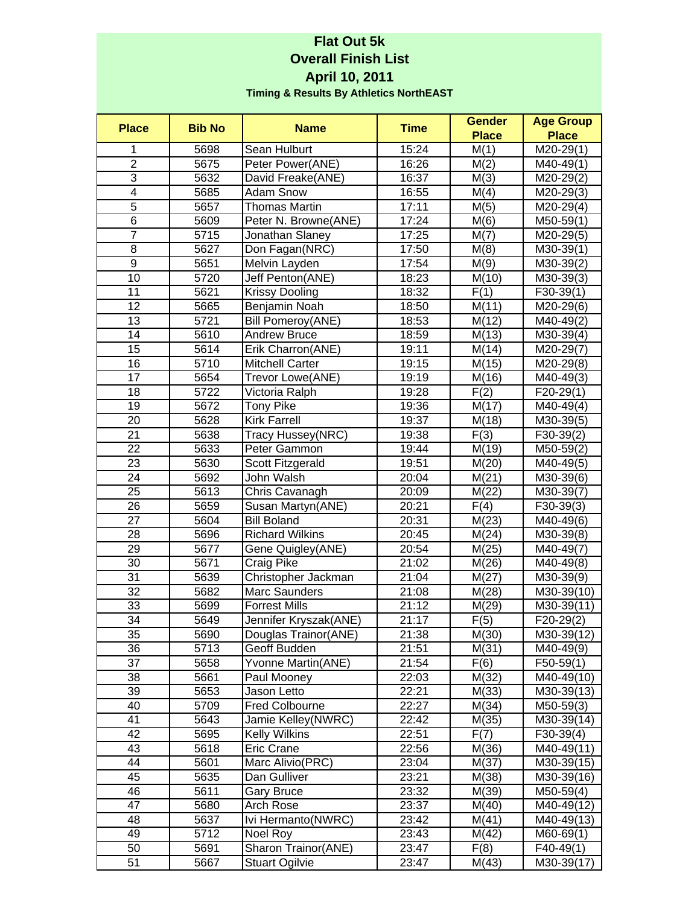# Flat Out 5k

## Overall Finish List

## April 10, 2011

**Timing & Results By Athletics NorthEAST**

| Place | Bib No | Name | Time | Gender Place | Age Group Place |
|---|---|---|---|---|---|
| 1 | 5698 | Sean Hulburt | 15:24 | M(1) | M20-29(1) |
| 2 | 5675 | Peter Power(ANE) | 16:26 | M(2) | M40-49(1) |
| 3 | 5632 | David Freake(ANE) | 16:37 | M(3) | M20-29(2) |
| 4 | 5685 | Adam Snow | 16:55 | M(4) | M20-29(3) |
| 5 | 5657 | Thomas Martin | 17:11 | M(5) | M20-29(4) |
| 6 | 5609 | Peter N. Browne(ANE) | 17:24 | M(6) | M50-59(1) |
| 7 | 5715 | Jonathan Slaney | 17:25 | M(7) | M20-29(5) |
| 8 | 5627 | Don Fagan(NRC) | 17:50 | M(8) | M30-39(1) |
| 9 | 5651 | Melvin Layden | 17:54 | M(9) | M30-39(2) |
| 10 | 5720 | Jeff Penton(ANE) | 18:23 | M(10) | M30-39(3) |
| 11 | 5621 | Krissy Dooling | 18:32 | F(1) | F30-39(1) |
| 12 | 5665 | Benjamin Noah | 18:50 | M(11) | M20-29(6) |
| 13 | 5721 | Bill Pomeroy(ANE) | 18:53 | M(12) | M40-49(2) |
| 14 | 5610 | Andrew Bruce | 18:59 | M(13) | M30-39(4) |
| 15 | 5614 | Erik Charron(ANE) | 19:11 | M(14) | M20-29(7) |
| 16 | 5710 | Mitchell Carter | 19:15 | M(15) | M20-29(8) |
| 17 | 5654 | Trevor Lowe(ANE) | 19:19 | M(16) | M40-49(3) |
| 18 | 5722 | Victoria Ralph | 19:28 | F(2) | F20-29(1) |
| 19 | 5672 | Tony Pike | 19:36 | M(17) | M40-49(4) |
| 20 | 5628 | Kirk Farrell | 19:37 | M(18) | M30-39(5) |
| 21 | 5638 | Tracy Hussey(NRC) | 19:38 | F(3) | F30-39(2) |
| 22 | 5633 | Peter Gammon | 19:44 | M(19) | M50-59(2) |
| 23 | 5630 | Scott Fitzgerald | 19:51 | M(20) | M40-49(5) |
| 24 | 5692 | John Walsh | 20:04 | M(21) | M30-39(6) |
| 25 | 5613 | Chris Cavanagh | 20:09 | M(22) | M30-39(7) |
| 26 | 5659 | Susan Martyn(ANE) | 20:21 | F(4) | F30-39(3) |
| 27 | 5604 | Bill Boland | 20:31 | M(23) | M40-49(6) |
| 28 | 5696 | Richard Wilkins | 20:45 | M(24) | M30-39(8) |
| 29 | 5677 | Gene Quigley(ANE) | 20:54 | M(25) | M40-49(7) |
| 30 | 5671 | Craig Pike | 21:02 | M(26) | M40-49(8) |
| 31 | 5639 | Christopher Jackman | 21:04 | M(27) | M30-39(9) |
| 32 | 5682 | Marc Saunders | 21:08 | M(28) | M30-39(10) |
| 33 | 5699 | Forrest Mills | 21:12 | M(29) | M30-39(11) |
| 34 | 5649 | Jennifer Kryszak(ANE) | 21:17 | F(5) | F20-29(2) |
| 35 | 5690 | Douglas Trainor(ANE) | 21:38 | M(30) | M30-39(12) |
| 36 | 5713 | Geoff Budden | 21:51 | M(31) | M40-49(9) |
| 37 | 5658 | Yvonne Martin(ANE) | 21:54 | F(6) | F50-59(1) |
| 38 | 5661 | Paul Mooney | 22:03 | M(32) | M40-49(10) |
| 39 | 5653 | Jason Letto | 22:21 | M(33) | M30-39(13) |
| 40 | 5709 | Fred Colbourne | 22:27 | M(34) | M50-59(3) |
| 41 | 5643 | Jamie Kelley(NWRC) | 22:42 | M(35) | M30-39(14) |
| 42 | 5695 | Kelly Wilkins | 22:51 | F(7) | F30-39(4) |
| 43 | 5618 | Eric Crane | 22:56 | M(36) | M40-49(11) |
| 44 | 5601 | Marc Alivio(PRC) | 23:04 | M(37) | M30-39(15) |
| 45 | 5635 | Dan Gulliver | 23:21 | M(38) | M30-39(16) |
| 46 | 5611 | Gary Bruce | 23:32 | M(39) | M50-59(4) |
| 47 | 5680 | Arch Rose | 23:37 | M(40) | M40-49(12) |
| 48 | 5637 | Ivi Hermanto(NWRC) | 23:42 | M(41) | M40-49(13) |
| 49 | 5712 | Noel Roy | 23:43 | M(42) | M60-69(1) |
| 50 | 5691 | Sharon Trainor(ANE) | 23:47 | F(8) | F40-49(1) |
| 51 | 5667 | Stuart Ogilvie | 23:47 | M(43) | M30-39(17) |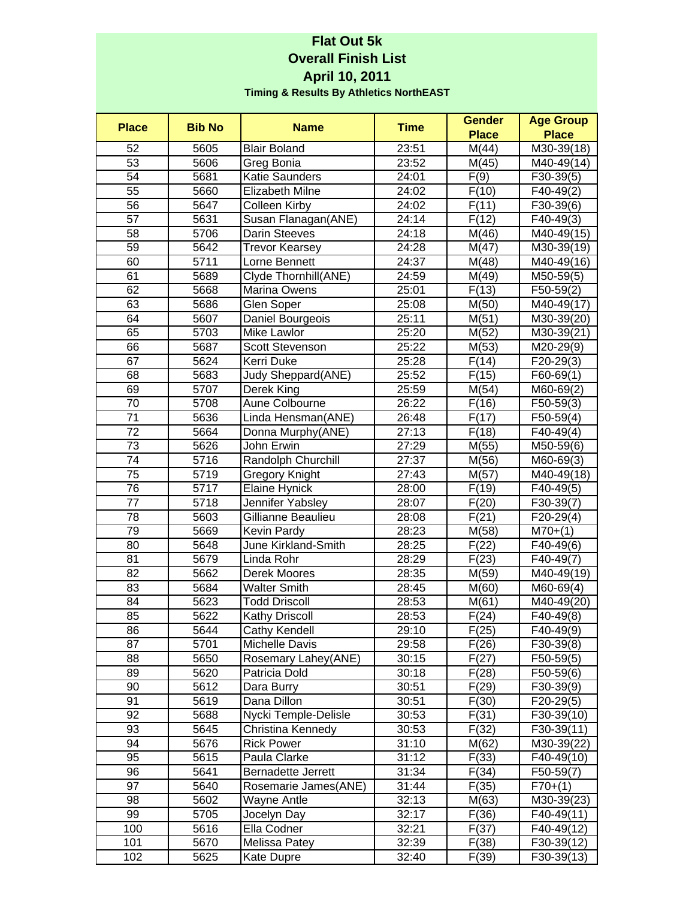# Flat Out 5k
## Overall Finish List
## April 10, 2011
**Timing & Results By Athletics NorthEAST**

| Place | Bib No | Name | Time | Gender Place | Age Group Place |
|---|---|---|---|---|---|
| 52 | 5605 | Blair Boland | 23:51 | M(44) | M30-39(18) |
| 53 | 5606 | Greg Bonia | 23:52 | M(45) | M40-49(14) |
| 54 | 5681 | Katie Saunders | 24:01 | F(9) | F30-39(5) |
| 55 | 5660 | Elizabeth Milne | 24:02 | F(10) | F40-49(2) |
| 56 | 5647 | Colleen Kirby | 24:02 | F(11) | F30-39(6) |
| 57 | 5631 | Susan Flanagan(ANE) | 24:14 | F(12) | F40-49(3) |
| 58 | 5706 | Darin Steeves | 24:18 | M(46) | M40-49(15) |
| 59 | 5642 | Trevor Kearsey | 24:28 | M(47) | M30-39(19) |
| 60 | 5711 | Lorne Bennett | 24:37 | M(48) | M40-49(16) |
| 61 | 5689 | Clyde Thornhill(ANE) | 24:59 | M(49) | M50-59(5) |
| 62 | 5668 | Marina Owens | 25:01 | F(13) | F50-59(2) |
| 63 | 5686 | Glen Soper | 25:08 | M(50) | M40-49(17) |
| 64 | 5607 | Daniel Bourgeois | 25:11 | M(51) | M30-39(20) |
| 65 | 5703 | Mike Lawlor | 25:20 | M(52) | M30-39(21) |
| 66 | 5687 | Scott Stevenson | 25:22 | M(53) | M20-29(9) |
| 67 | 5624 | Kerri Duke | 25:28 | F(14) | F20-29(3) |
| 68 | 5683 | Judy Sheppard(ANE) | 25:52 | F(15) | F60-69(1) |
| 69 | 5707 | Derek King | 25:59 | M(54) | M60-69(2) |
| 70 | 5708 | Aune Colbourne | 26:22 | F(16) | F50-59(3) |
| 71 | 5636 | Linda Hensman(ANE) | 26:48 | F(17) | F50-59(4) |
| 72 | 5664 | Donna Murphy(ANE) | 27:13 | F(18) | F40-49(4) |
| 73 | 5626 | John Erwin | 27:29 | M(55) | M50-59(6) |
| 74 | 5716 | Randolph Churchill | 27:37 | M(56) | M60-69(3) |
| 75 | 5719 | Gregory Knight | 27:43 | M(57) | M40-49(18) |
| 76 | 5717 | Elaine Hynick | 28:00 | F(19) | F40-49(5) |
| 77 | 5718 | Jennifer Yabsley | 28:07 | F(20) | F30-39(7) |
| 78 | 5603 | Gillianne Beaulieu | 28:08 | F(21) | F20-29(4) |
| 79 | 5669 | Kevin Pardy | 28:23 | M(58) | M70+(1) |
| 80 | 5648 | June Kirkland-Smith | 28:25 | F(22) | F40-49(6) |
| 81 | 5679 | Linda Rohr | 28:29 | F(23) | F40-49(7) |
| 82 | 5662 | Derek Moores | 28:35 | M(59) | M40-49(19) |
| 83 | 5684 | Walter Smith | 28:45 | M(60) | M60-69(4) |
| 84 | 5623 | Todd Driscoll | 28:53 | M(61) | M40-49(20) |
| 85 | 5622 | Kathy Driscoll | 28:53 | F(24) | F40-49(8) |
| 86 | 5644 | Cathy Kendell | 29:10 | F(25) | F40-49(9) |
| 87 | 5701 | Michelle Davis | 29:58 | F(26) | F30-39(8) |
| 88 | 5650 | Rosemary Lahey(ANE) | 30:15 | F(27) | F50-59(5) |
| 89 | 5620 | Patricia Dold | 30:18 | F(28) | F50-59(6) |
| 90 | 5612 | Dara Burry | 30:51 | F(29) | F30-39(9) |
| 91 | 5619 | Dana Dillon | 30:51 | F(30) | F20-29(5) |
| 92 | 5688 | Nycki Temple-Delisle | 30:53 | F(31) | F30-39(10) |
| 93 | 5645 | Christina Kennedy | 30:53 | F(32) | F30-39(11) |
| 94 | 5676 | Rick Power | 31:10 | M(62) | M30-39(22) |
| 95 | 5615 | Paula Clarke | 31:12 | F(33) | F40-49(10) |
| 96 | 5641 | Bernadette Jerrett | 31:34 | F(34) | F50-59(7) |
| 97 | 5640 | Rosemarie James(ANE) | 31:44 | F(35) | F70+(1) |
| 98 | 5602 | Wayne Antle | 32:13 | M(63) | M30-39(23) |
| 99 | 5705 | Jocelyn Day | 32:17 | F(36) | F40-49(11) |
| 100 | 5616 | Ella Codner | 32:21 | F(37) | F40-49(12) |
| 101 | 5670 | Melissa Patey | 32:39 | F(38) | F30-39(12) |
| 102 | 5625 | Kate Dupre | 32:40 | F(39) | F30-39(13) |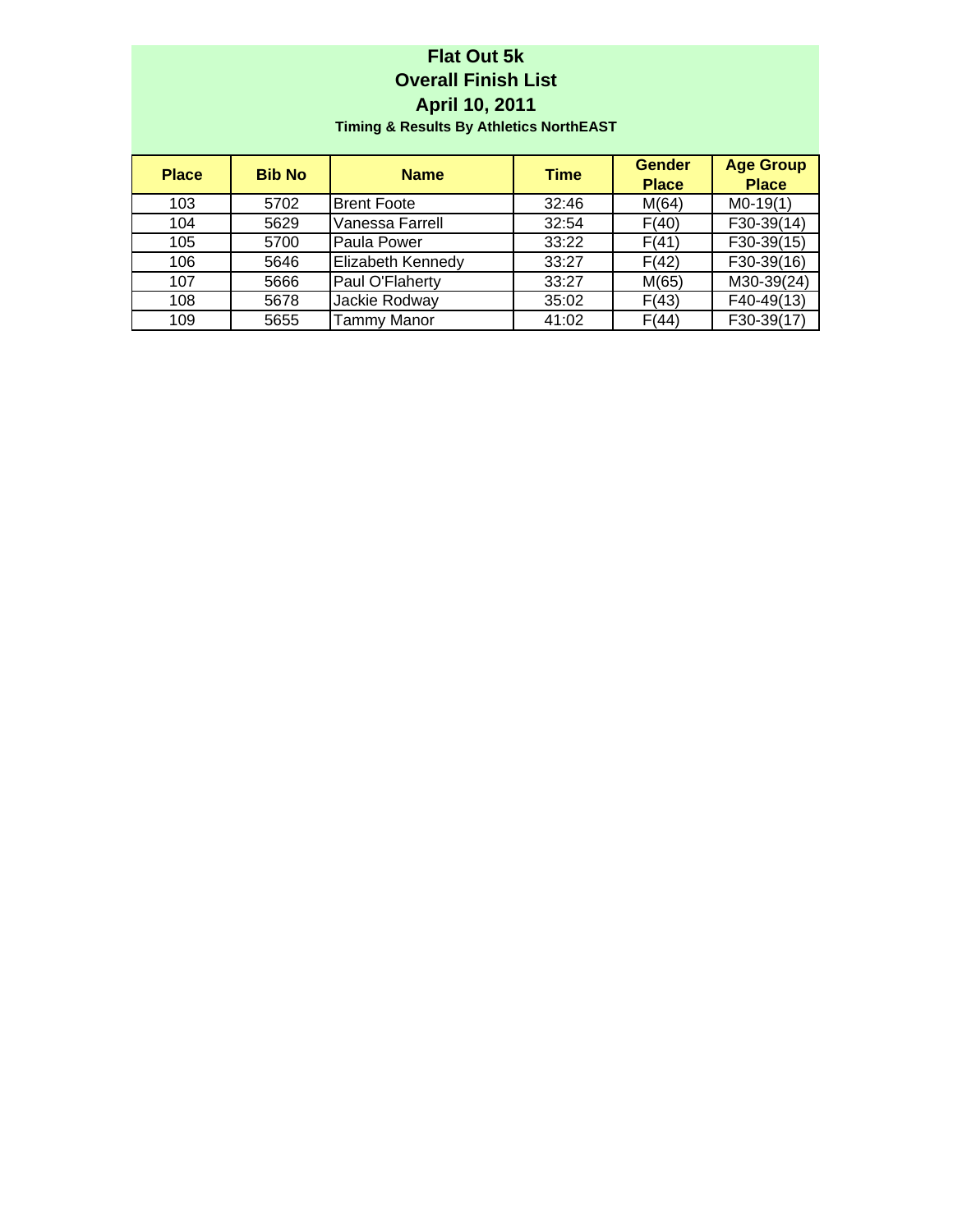# Flat Out 5k

## Overall Finish List

## April 10, 2011

**Timing & Results By Athletics NorthEAST**

| Place | Bib No | Name | Time | Gender Place | Age Group Place |
|---|---|---|---|---|---|
| 103 | 5702 | Brent Foote | 32:46 | M(64) | M0-19(1) |
| 104 | 5629 | Vanessa Farrell | 32:54 | F(40) | F30-39(14) |
| 105 | 5700 | Paula Power | 33:22 | F(41) | F30-39(15) |
| 106 | 5646 | Elizabeth Kennedy | 33:27 | F(42) | F30-39(16) |
| 107 | 5666 | Paul O'Flaherty | 33:27 | M(65) | M30-39(24) |
| 108 | 5678 | Jackie Rodway | 35:02 | F(43) | F40-49(13) |
| 109 | 5655 | Tammy Manor | 41:02 | F(44) | F30-39(17) |